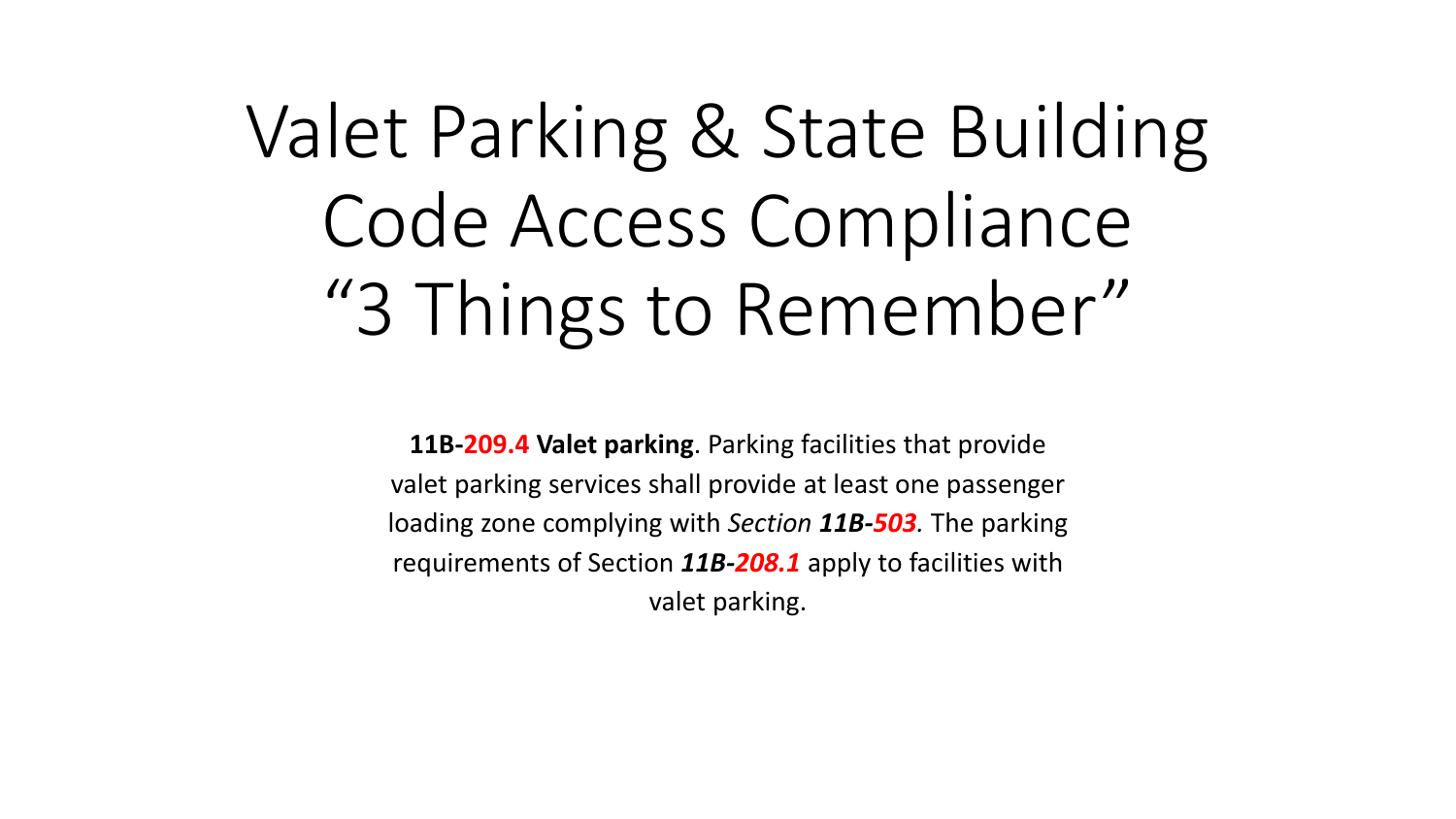# Valet Parking & State Building Code Access Compliance "3 Things to Remember"

**11B-209.4 Valet parking**. Parking facilities that provide valet parking services shall provide at least one passenger loading zone complying with *Section **11B-503**.* The parking requirements of Section ***11B-208.1*** apply to facilities with valet parking.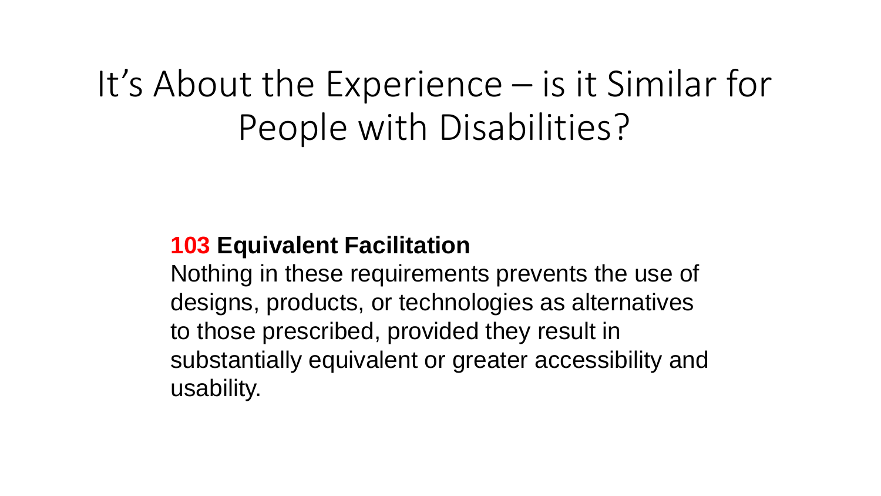# It's About the Experience – is it Similar for People with Disabilities?

**103 Equivalent Facilitation**

Nothing in these requirements prevents the use of designs, products, or technologies as alternatives to those prescribed, provided they result in substantially equivalent or greater accessibility and usability.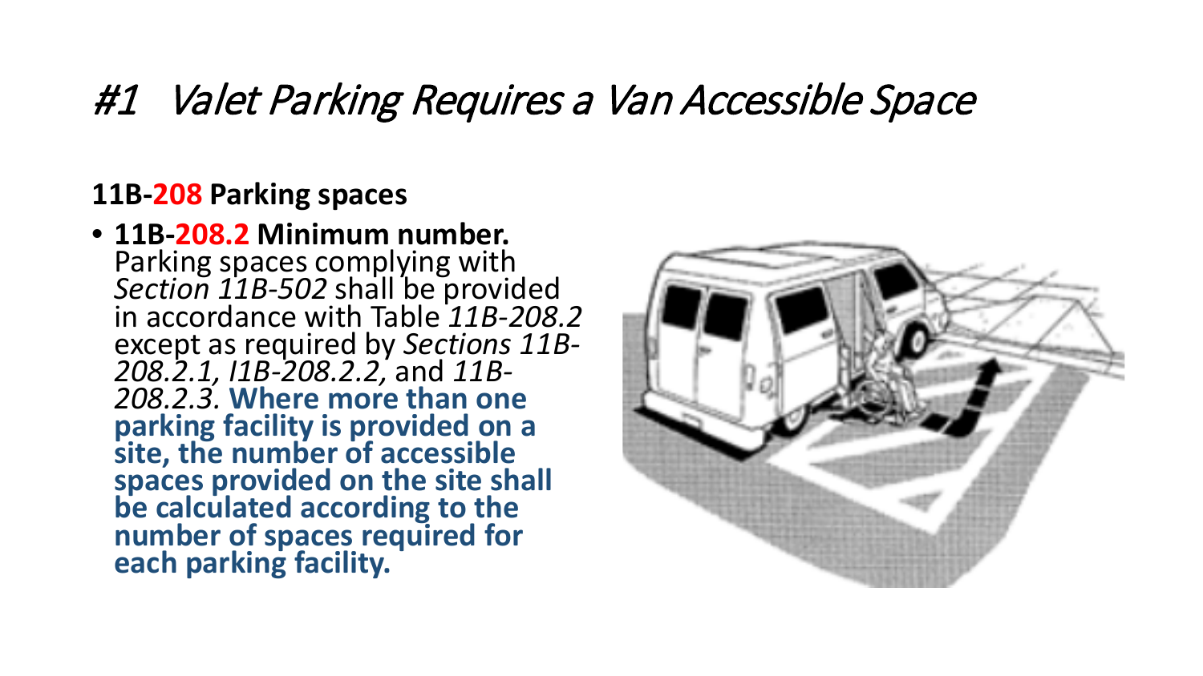# *#1 Valet Parking Requires a Van Accessible Space*

**11B-208 Parking spaces**

- **11B-208.2 Minimum number.** Parking spaces complying with *Section 11B-502* shall be provided in accordance with Table *11B-208.2* except as required by *Sections 11B-208.2.1, l1B-208.2.2,* and *11B-208.2.3*. **Where more than one parking facility is provided on a site, the number of accessible spaces provided on the site shall be calculated according to the number of spaces required for each parking facility.**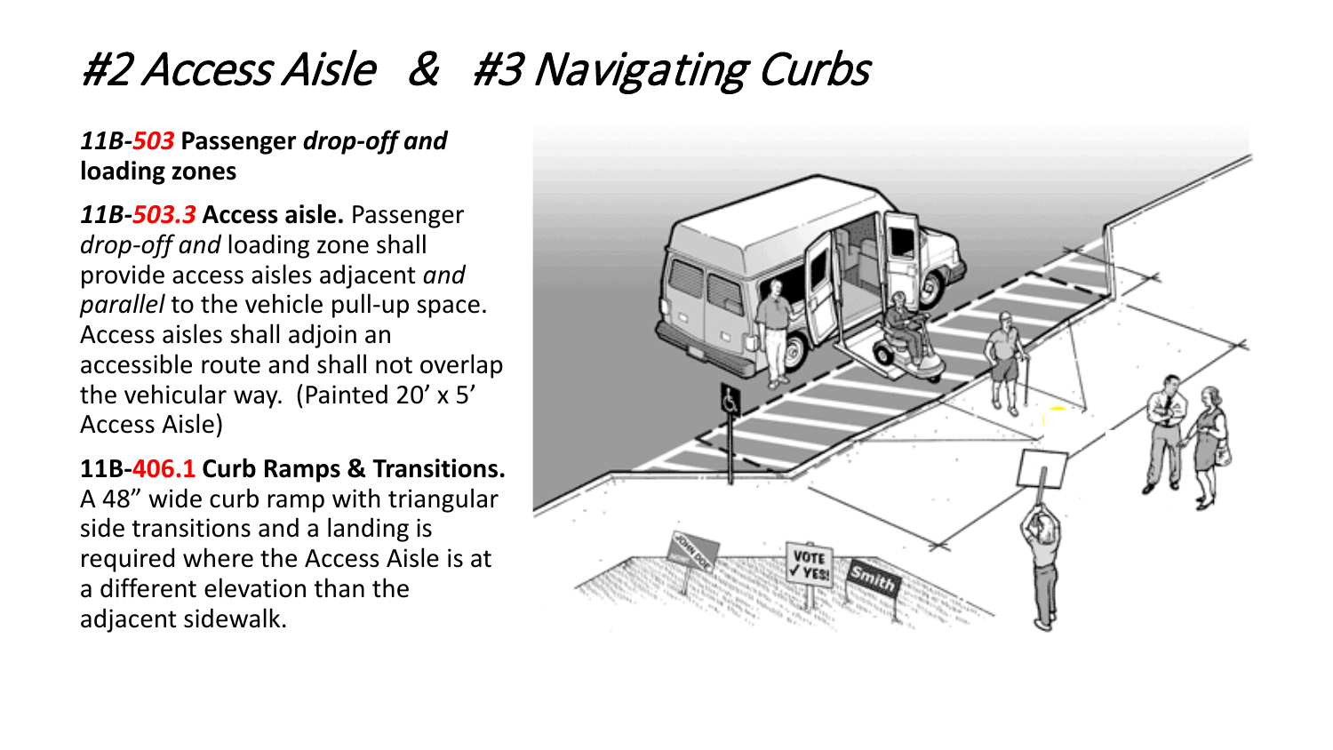# *#2 Access Aisle & #3 Navigating Curbs*

***11B-503* Passenger *drop-off and* loading zones**

***11B-503.3* Access aisle.** Passenger *drop-off and* loading zone shall provide access aisles adjacent *and parallel* to the vehicle pull-up space. Access aisles shall adjoin an accessible route and shall not overlap the vehicular way. (Painted 20' x 5' Access Aisle)

**11B-406.1 Curb Ramps & Transitions.** A 48" wide curb ramp with triangular side transitions and a landing is required where the Access Aisle is at a different elevation than the adjacent sidewalk.